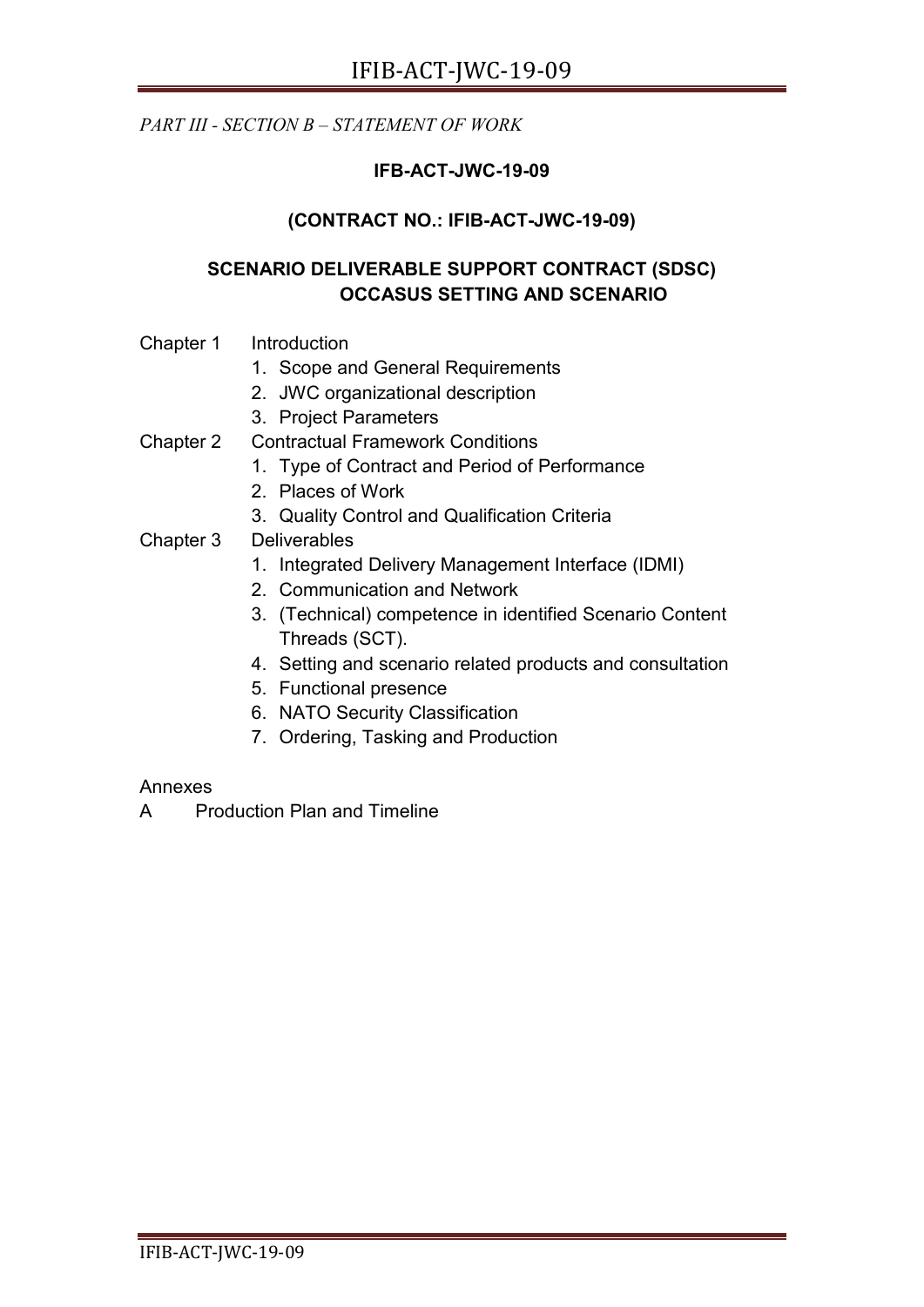*PART III - SECTION B – STATEMENT OF WORK*

**IFB-ACT-JWC-19-09**

**(CONTRACT NO.: IFIB-ACT-JWC-19-09)**

**SCENARIO DELIVERABLE SUPPORT CONTRACT (SDSC)**
**OCCASUS SETTING AND SCENARIO**

Chapter 1 Introduction

1. Scope and General Requirements
2. JWC organizational description
3. Project Parameters

Chapter 2 Contractual Framework Conditions

1. Type of Contract and Period of Performance
2. Places of Work
3. Quality Control and Qualification Criteria

Chapter 3 Deliverables

1. Integrated Delivery Management Interface (IDMI)
2. Communication and Network
3. (Technical) competence in identified Scenario Content Threads (SCT).
4. Setting and scenario related products and consultation
5. Functional presence
6. NATO Security Classification
7. Ordering, Tasking and Production

Annexes

A Production Plan and Timeline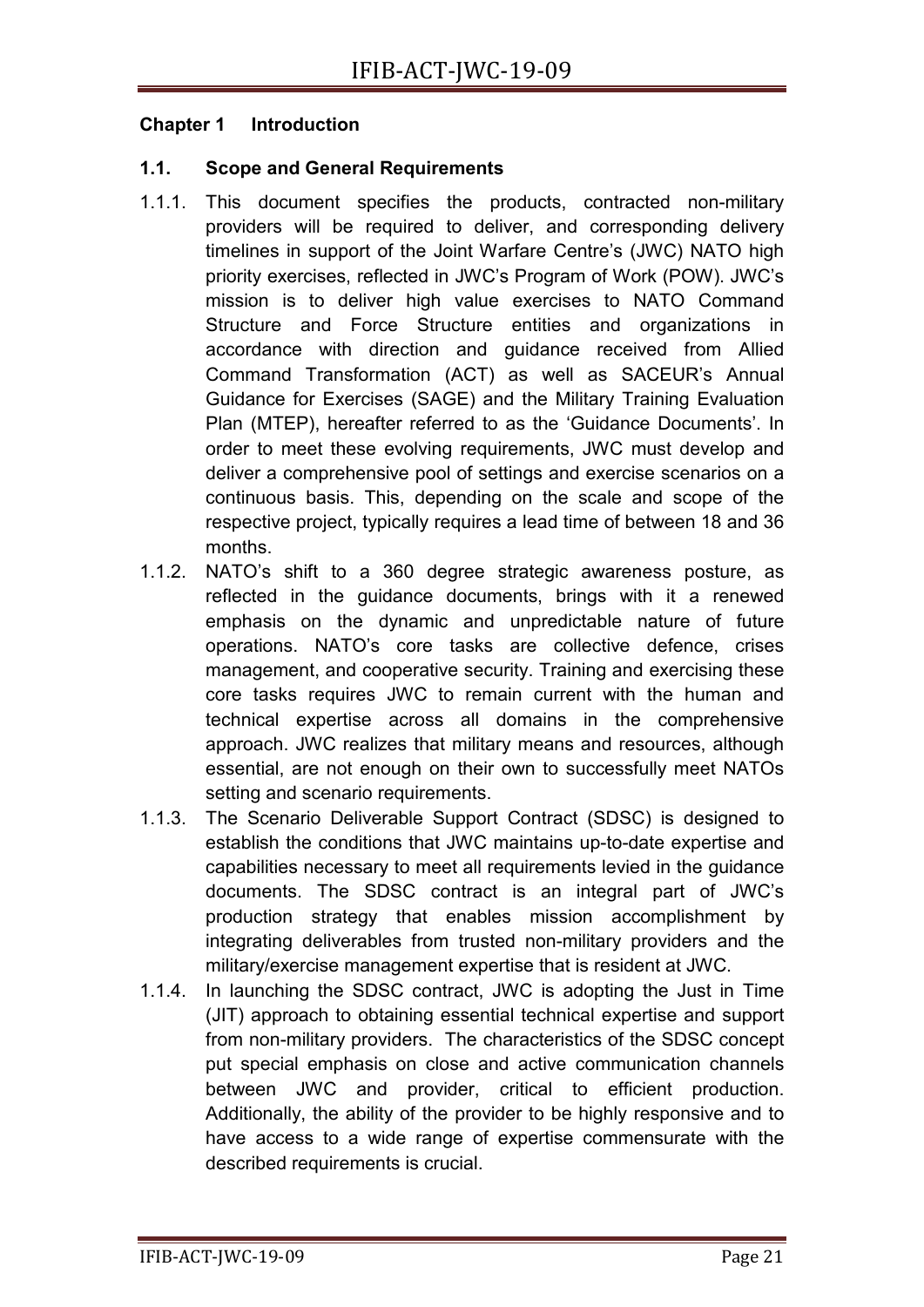## Chapter 1 Introduction

### 1.1. Scope and General Requirements

1.1.1. This document specifies the products, contracted non-military providers will be required to deliver, and corresponding delivery timelines in support of the Joint Warfare Centre's (JWC) NATO high priority exercises, reflected in JWC's Program of Work (POW). JWC's mission is to deliver high value exercises to NATO Command Structure and Force Structure entities and organizations in accordance with direction and guidance received from Allied Command Transformation (ACT) as well as SACEUR's Annual Guidance for Exercises (SAGE) and the Military Training Evaluation Plan (MTEP), hereafter referred to as the 'Guidance Documents'. In order to meet these evolving requirements, JWC must develop and deliver a comprehensive pool of settings and exercise scenarios on a continuous basis. This, depending on the scale and scope of the respective project, typically requires a lead time of between 18 and 36 months.

1.1.2. NATO's shift to a 360 degree strategic awareness posture, as reflected in the guidance documents, brings with it a renewed emphasis on the dynamic and unpredictable nature of future operations. NATO's core tasks are collective defence, crises management, and cooperative security. Training and exercising these core tasks requires JWC to remain current with the human and technical expertise across all domains in the comprehensive approach. JWC realizes that military means and resources, although essential, are not enough on their own to successfully meet NATOs setting and scenario requirements.

1.1.3. The Scenario Deliverable Support Contract (SDSC) is designed to establish the conditions that JWC maintains up-to-date expertise and capabilities necessary to meet all requirements levied in the guidance documents. The SDSC contract is an integral part of JWC's production strategy that enables mission accomplishment by integrating deliverables from trusted non-military providers and the military/exercise management expertise that is resident at JWC.

1.1.4. In launching the SDSC contract, JWC is adopting the Just in Time (JIT) approach to obtaining essential technical expertise and support from non-military providers. The characteristics of the SDSC concept put special emphasis on close and active communication channels between JWC and provider, critical to efficient production. Additionally, the ability of the provider to be highly responsive and to have access to a wide range of expertise commensurate with the described requirements is crucial.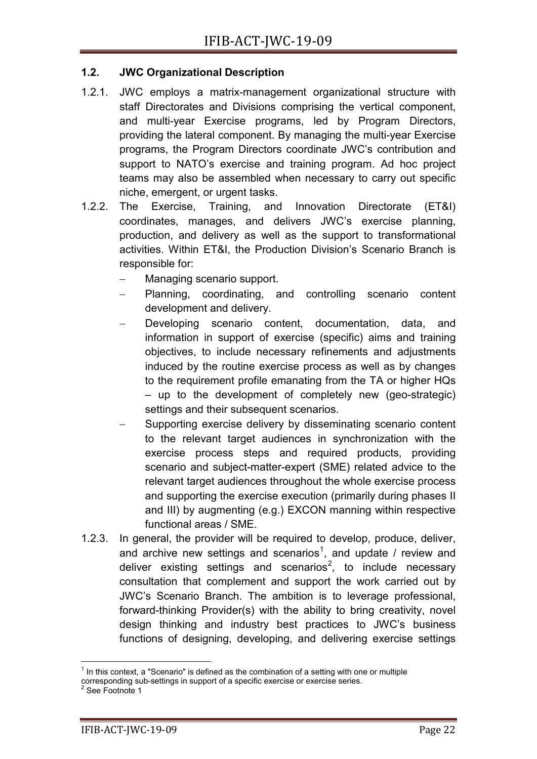### 1.2. JWC Organizational Description

1.2.1. JWC employs a matrix-management organizational structure with staff Directorates and Divisions comprising the vertical component, and multi-year Exercise programs, led by Program Directors, providing the lateral component. By managing the multi-year Exercise programs, the Program Directors coordinate JWC's contribution and support to NATO's exercise and training program. Ad hoc project teams may also be assembled when necessary to carry out specific niche, emergent, or urgent tasks.

1.2.2. The Exercise, Training, and Innovation Directorate (ET&I) coordinates, manages, and delivers JWC's exercise planning, production, and delivery as well as the support to transformational activities. Within ET&I, the Production Division's Scenario Branch is responsible for:

- Managing scenario support.
- Planning, coordinating, and controlling scenario content development and delivery.
- Developing scenario content, documentation, data, and information in support of exercise (specific) aims and training objectives, to include necessary refinements and adjustments induced by the routine exercise process as well as by changes to the requirement profile emanating from the TA or higher HQs – up to the development of completely new (geo-strategic) settings and their subsequent scenarios.
- Supporting exercise delivery by disseminating scenario content to the relevant target audiences in synchronization with the exercise process steps and required products, providing scenario and subject-matter-expert (SME) related advice to the relevant target audiences throughout the whole exercise process and supporting the exercise execution (primarily during phases II and III) by augmenting (e.g.) EXCON manning within respective functional areas / SME.

1.2.3. In general, the provider will be required to develop, produce, deliver, and archive new settings and scenarios[1], and update / review and deliver existing settings and scenarios[2], to include necessary consultation that complement and support the work carried out by JWC's Scenario Branch. The ambition is to leverage professional, forward-thinking Provider(s) with the ability to bring creativity, novel design thinking and industry best practices to JWC's business functions of designing, developing, and delivering exercise settings

[1] In this context, a "Scenario" is defined as the combination of a setting with one or multiple corresponding sub-settings in support of a specific exercise or exercise series.

[2] See Footnote 1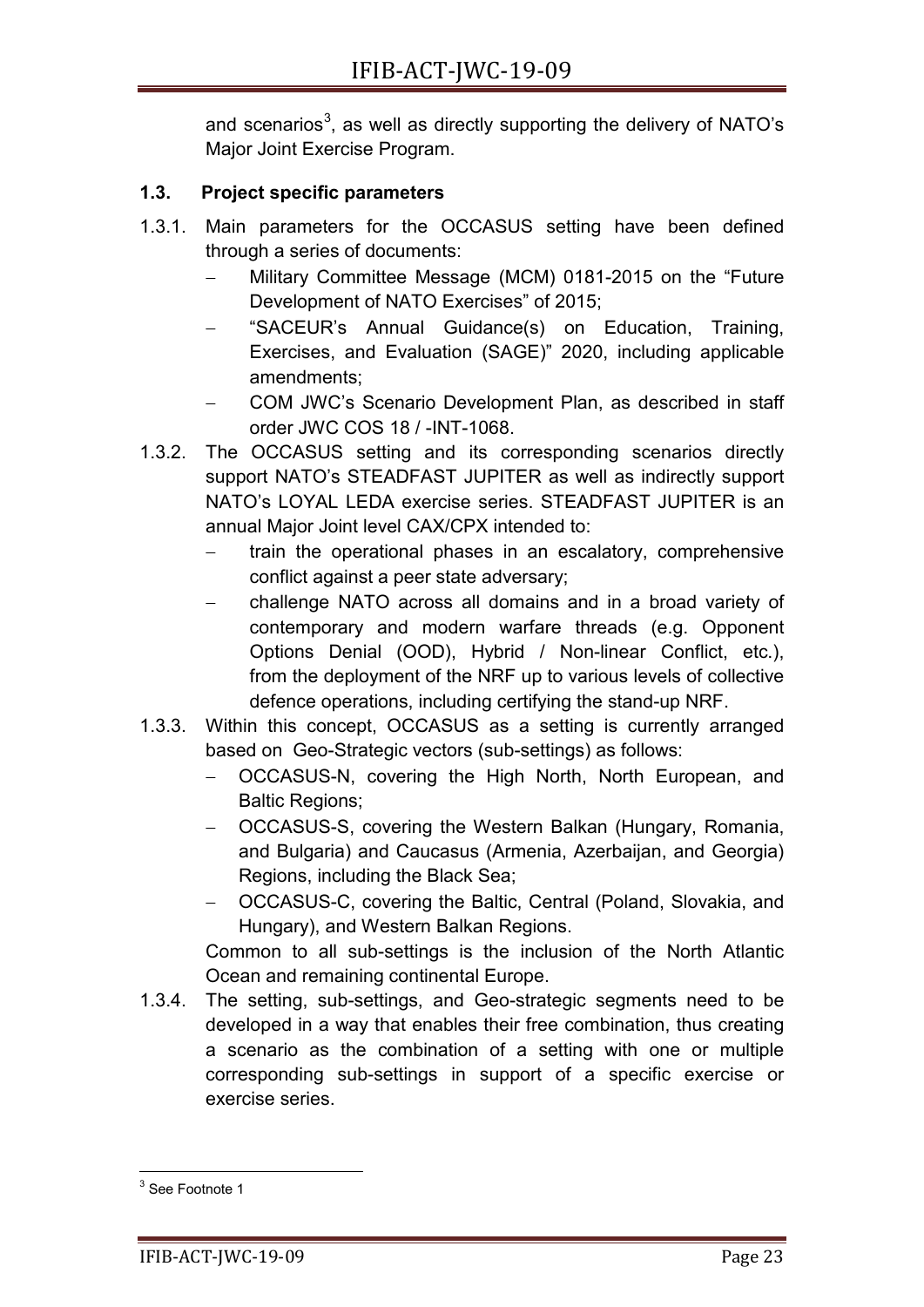and scenarios[3], as well as directly supporting the delivery of NATO's Major Joint Exercise Program.

### 1.3. Project specific parameters

1.3.1. Main parameters for the OCCASUS setting have been defined through a series of documents:

- Military Committee Message (MCM) 0181-2015 on the "Future Development of NATO Exercises" of 2015;
- "SACEUR's Annual Guidance(s) on Education, Training, Exercises, and Evaluation (SAGE)" 2020, including applicable amendments;
- COM JWC's Scenario Development Plan, as described in staff order JWC COS 18 / -INT-1068.

1.3.2. The OCCASUS setting and its corresponding scenarios directly support NATO's STEADFAST JUPITER as well as indirectly support NATO's LOYAL LEDA exercise series. STEADFAST JUPITER is an annual Major Joint level CAX/CPX intended to:

- train the operational phases in an escalatory, comprehensive conflict against a peer state adversary;
- challenge NATO across all domains and in a broad variety of contemporary and modern warfare threads (e.g. Opponent Options Denial (OOD), Hybrid / Non-linear Conflict, etc.), from the deployment of the NRF up to various levels of collective defence operations, including certifying the stand-up NRF.

1.3.3. Within this concept, OCCASUS as a setting is currently arranged based on Geo-Strategic vectors (sub-settings) as follows:

- OCCASUS-N, covering the High North, North European, and Baltic Regions;
- OCCASUS-S, covering the Western Balkan (Hungary, Romania, and Bulgaria) and Caucasus (Armenia, Azerbaijan, and Georgia) Regions, including the Black Sea;
- OCCASUS-C, covering the Baltic, Central (Poland, Slovakia, and Hungary), and Western Balkan Regions.

Common to all sub-settings is the inclusion of the North Atlantic Ocean and remaining continental Europe.

1.3.4. The setting, sub-settings, and Geo-strategic segments need to be developed in a way that enables their free combination, thus creating a scenario as the combination of a setting with one or multiple corresponding sub-settings in support of a specific exercise or exercise series.

---

[3] See Footnote 1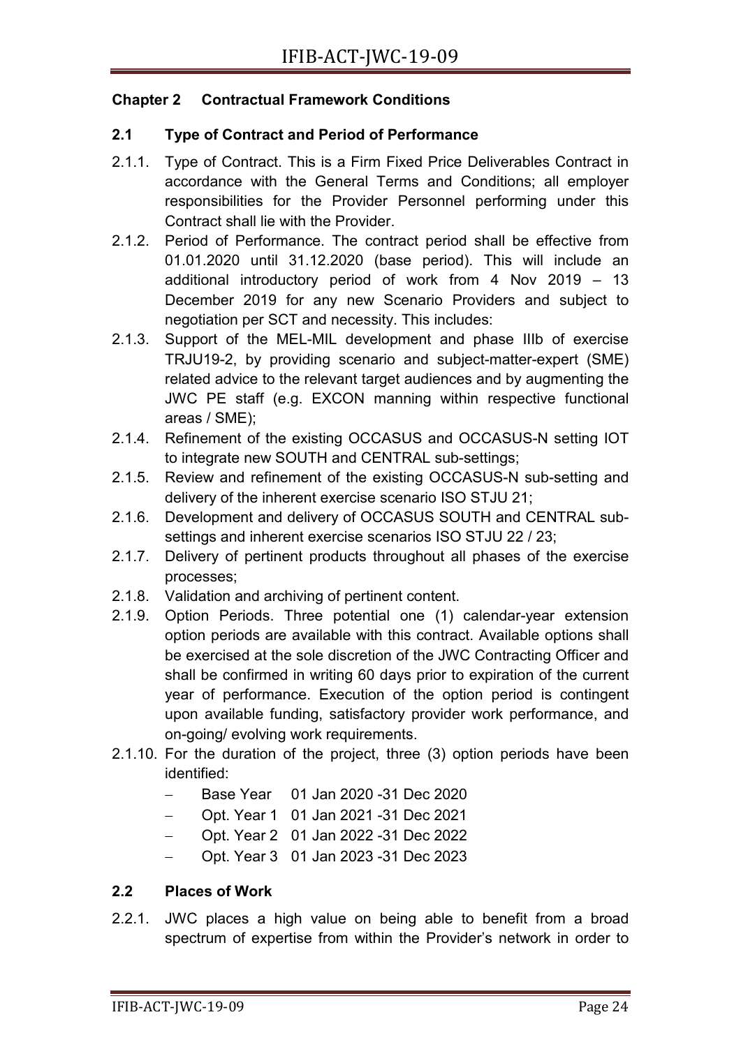## Chapter 2 Contractual Framework Conditions

### 2.1 Type of Contract and Period of Performance

2.1.1. Type of Contract. This is a Firm Fixed Price Deliverables Contract in accordance with the General Terms and Conditions; all employer responsibilities for the Provider Personnel performing under this Contract shall lie with the Provider.

2.1.2. Period of Performance. The contract period shall be effective from 01.01.2020 until 31.12.2020 (base period). This will include an additional introductory period of work from 4 Nov 2019 – 13 December 2019 for any new Scenario Providers and subject to negotiation per SCT and necessity. This includes:

2.1.3. Support of the MEL-MIL development and phase IIIb of exercise TRJU19-2, by providing scenario and subject-matter-expert (SME) related advice to the relevant target audiences and by augmenting the JWC PE staff (e.g. EXCON manning within respective functional areas / SME);

2.1.4. Refinement of the existing OCCASUS and OCCASUS-N setting IOT to integrate new SOUTH and CENTRAL sub-settings;

2.1.5. Review and refinement of the existing OCCASUS-N sub-setting and delivery of the inherent exercise scenario ISO STJU 21;

2.1.6. Development and delivery of OCCASUS SOUTH and CENTRAL sub-settings and inherent exercise scenarios ISO STJU 22 / 23;

2.1.7. Delivery of pertinent products throughout all phases of the exercise processes;

2.1.8. Validation and archiving of pertinent content.

2.1.9. Option Periods. Three potential one (1) calendar-year extension option periods are available with this contract. Available options shall be exercised at the sole discretion of the JWC Contracting Officer and shall be confirmed in writing 60 days prior to expiration of the current year of performance. Execution of the option period is contingent upon available funding, satisfactory provider work performance, and on-going/ evolving work requirements.

2.1.10. For the duration of the project, three (3) option periods have been identified:

- Base Year 01 Jan 2020 -31 Dec 2020
- Opt. Year 1 01 Jan 2021 -31 Dec 2021
- Opt. Year 2 01 Jan 2022 -31 Dec 2022
- Opt. Year 3 01 Jan 2023 -31 Dec 2023

### 2.2 Places of Work

2.2.1. JWC places a high value on being able to benefit from a broad spectrum of expertise from within the Provider's network in order to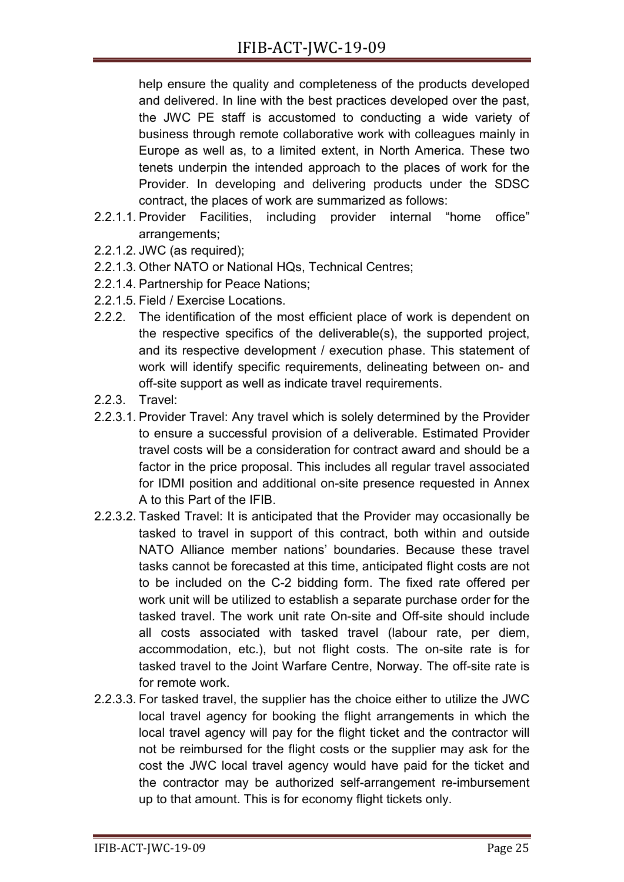help ensure the quality and completeness of the products developed and delivered. In line with the best practices developed over the past, the JWC PE staff is accustomed to conducting a wide variety of business through remote collaborative work with colleagues mainly in Europe as well as, to a limited extent, in North America. These two tenets underpin the intended approach to the places of work for the Provider. In developing and delivering products under the SDSC contract, the places of work are summarized as follows:

2.2.1.1. Provider Facilities, including provider internal "home office" arrangements;

2.2.1.2. JWC (as required);

2.2.1.3. Other NATO or National HQs, Technical Centres;

2.2.1.4. Partnership for Peace Nations;

2.2.1.5. Field / Exercise Locations.

2.2.2. The identification of the most efficient place of work is dependent on the respective specifics of the deliverable(s), the supported project, and its respective development / execution phase. This statement of work will identify specific requirements, delineating between on- and off-site support as well as indicate travel requirements.

2.2.3. Travel:

2.2.3.1. Provider Travel: Any travel which is solely determined by the Provider to ensure a successful provision of a deliverable. Estimated Provider travel costs will be a consideration for contract award and should be a factor in the price proposal. This includes all regular travel associated for IDMI position and additional on-site presence requested in Annex A to this Part of the IFIB.

2.2.3.2. Tasked Travel: It is anticipated that the Provider may occasionally be tasked to travel in support of this contract, both within and outside NATO Alliance member nations' boundaries. Because these travel tasks cannot be forecasted at this time, anticipated flight costs are not to be included on the C-2 bidding form. The fixed rate offered per work unit will be utilized to establish a separate purchase order for the tasked travel. The work unit rate On-site and Off-site should include all costs associated with tasked travel (labour rate, per diem, accommodation, etc.), but not flight costs. The on-site rate is for tasked travel to the Joint Warfare Centre, Norway. The off-site rate is for remote work.

2.2.3.3. For tasked travel, the supplier has the choice either to utilize the JWC local travel agency for booking the flight arrangements in which the local travel agency will pay for the flight ticket and the contractor will not be reimbursed for the flight costs or the supplier may ask for the cost the JWC local travel agency would have paid for the ticket and the contractor may be authorized self-arrangement re-imbursement up to that amount. This is for economy flight tickets only.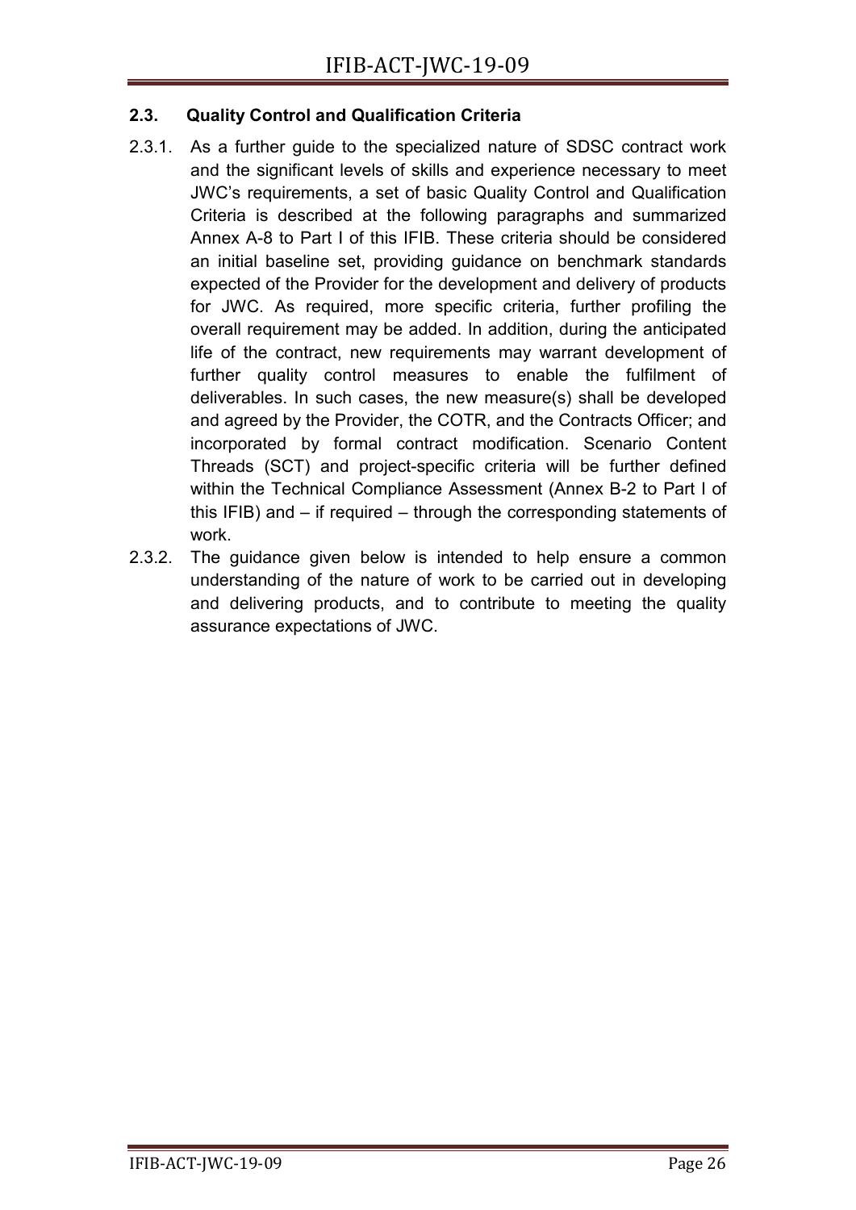### 2.3. Quality Control and Qualification Criteria

2.3.1. As a further guide to the specialized nature of SDSC contract work and the significant levels of skills and experience necessary to meet JWC's requirements, a set of basic Quality Control and Qualification Criteria is described at the following paragraphs and summarized Annex A-8 to Part I of this IFIB. These criteria should be considered an initial baseline set, providing guidance on benchmark standards expected of the Provider for the development and delivery of products for JWC. As required, more specific criteria, further profiling the overall requirement may be added. In addition, during the anticipated life of the contract, new requirements may warrant development of further quality control measures to enable the fulfilment of deliverables. In such cases, the new measure(s) shall be developed and agreed by the Provider, the COTR, and the Contracts Officer; and incorporated by formal contract modification. Scenario Content Threads (SCT) and project-specific criteria will be further defined within the Technical Compliance Assessment (Annex B-2 to Part I of this IFIB) and – if required – through the corresponding statements of work.

2.3.2. The guidance given below is intended to help ensure a common understanding of the nature of work to be carried out in developing and delivering products, and to contribute to meeting the quality assurance expectations of JWC.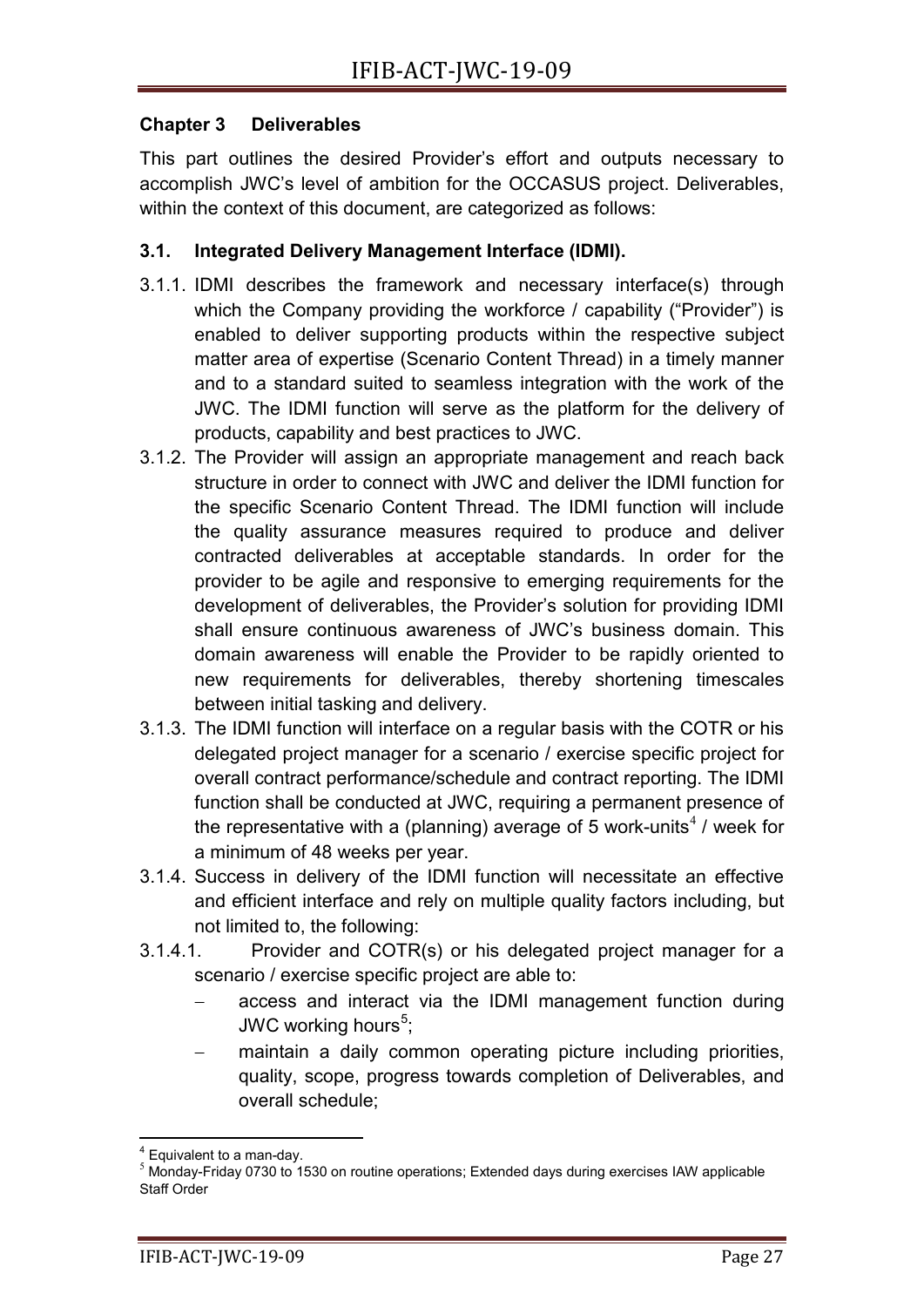## Chapter 3 Deliverables

This part outlines the desired Provider's effort and outputs necessary to accomplish JWC's level of ambition for the OCCASUS project. Deliverables, within the context of this document, are categorized as follows:

### 3.1. Integrated Delivery Management Interface (IDMI).

3.1.1. IDMI describes the framework and necessary interface(s) through which the Company providing the workforce / capability ("Provider") is enabled to deliver supporting products within the respective subject matter area of expertise (Scenario Content Thread) in a timely manner and to a standard suited to seamless integration with the work of the JWC. The IDMI function will serve as the platform for the delivery of products, capability and best practices to JWC.

3.1.2. The Provider will assign an appropriate management and reach back structure in order to connect with JWC and deliver the IDMI function for the specific Scenario Content Thread. The IDMI function will include the quality assurance measures required to produce and deliver contracted deliverables at acceptable standards. In order for the provider to be agile and responsive to emerging requirements for the development of deliverables, the Provider's solution for providing IDMI shall ensure continuous awareness of JWC's business domain. This domain awareness will enable the Provider to be rapidly oriented to new requirements for deliverables, thereby shortening timescales between initial tasking and delivery.

3.1.3. The IDMI function will interface on a regular basis with the COTR or his delegated project manager for a scenario / exercise specific project for overall contract performance/schedule and contract reporting. The IDMI function shall be conducted at JWC, requiring a permanent presence of the representative with a (planning) average of 5 work-units[4] / week for a minimum of 48 weeks per year.

3.1.4. Success in delivery of the IDMI function will necessitate an effective and efficient interface and rely on multiple quality factors including, but not limited to, the following:

3.1.4.1. Provider and COTR(s) or his delegated project manager for a scenario / exercise specific project are able to:

- access and interact via the IDMI management function during JWC working hours[5];
- maintain a daily common operating picture including priorities, quality, scope, progress towards completion of Deliverables, and overall schedule;

---

[4] Equivalent to a man-day.

[5] Monday-Friday 0730 to 1530 on routine operations; Extended days during exercises IAW applicable Staff Order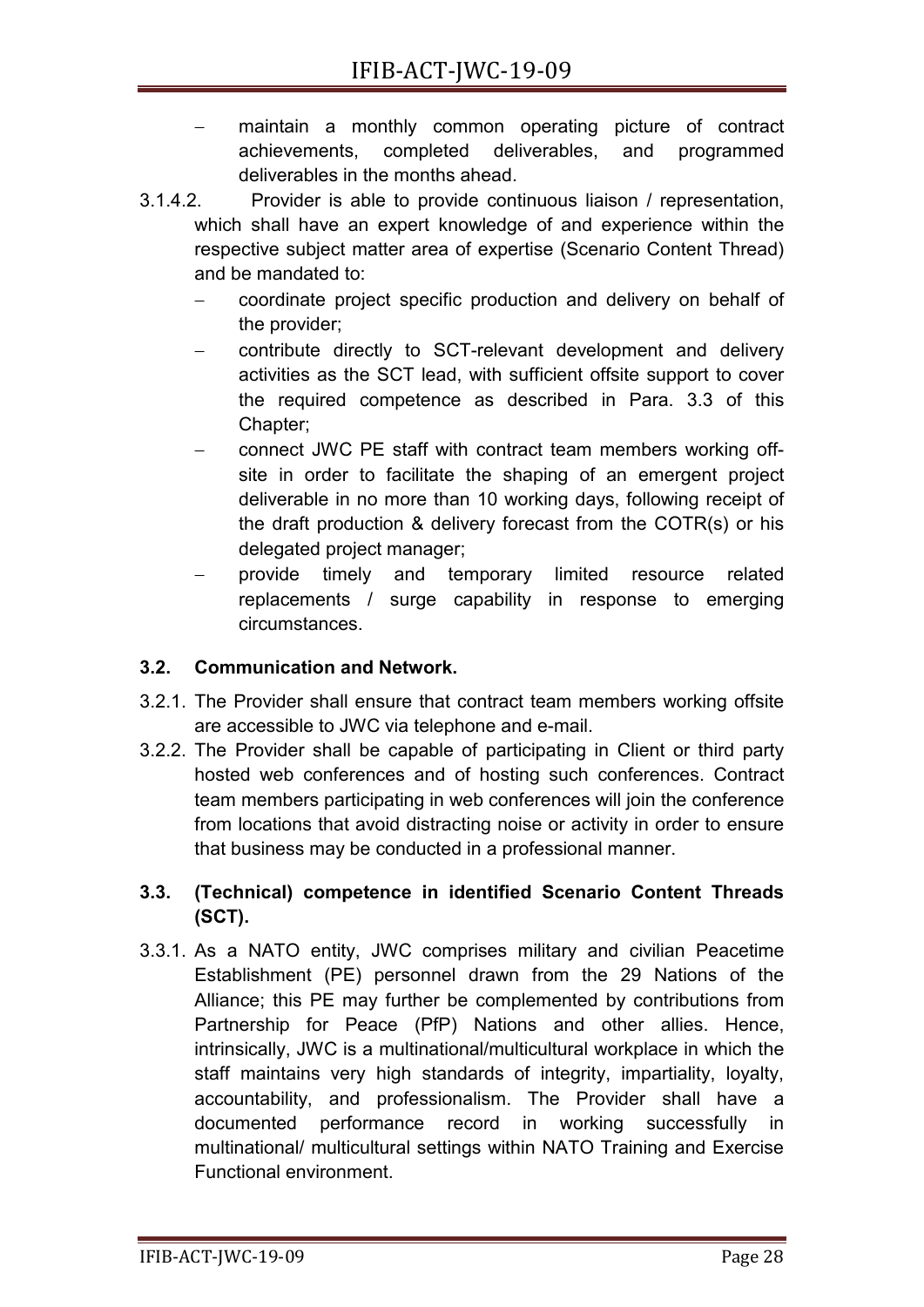- maintain a monthly common operating picture of contract achievements, completed deliverables, and programmed deliverables in the months ahead.

3.1.4.2. Provider is able to provide continuous liaison / representation, which shall have an expert knowledge of and experience within the respective subject matter area of expertise (Scenario Content Thread) and be mandated to:

- coordinate project specific production and delivery on behalf of the provider;
- contribute directly to SCT-relevant development and delivery activities as the SCT lead, with sufficient offsite support to cover the required competence as described in Para. 3.3 of this Chapter;
- connect JWC PE staff with contract team members working off-site in order to facilitate the shaping of an emergent project deliverable in no more than 10 working days, following receipt of the draft production & delivery forecast from the COTR(s) or his delegated project manager;
- provide timely and temporary limited resource related replacements / surge capability in response to emerging circumstances.

### 3.2. Communication and Network.

3.2.1. The Provider shall ensure that contract team members working offsite are accessible to JWC via telephone and e-mail.

3.2.2. The Provider shall be capable of participating in Client or third party hosted web conferences and of hosting such conferences. Contract team members participating in web conferences will join the conference from locations that avoid distracting noise or activity in order to ensure that business may be conducted in a professional manner.

### 3.3. (Technical) competence in identified Scenario Content Threads (SCT).

3.3.1. As a NATO entity, JWC comprises military and civilian Peacetime Establishment (PE) personnel drawn from the 29 Nations of the Alliance; this PE may further be complemented by contributions from Partnership for Peace (PfP) Nations and other allies. Hence, intrinsically, JWC is a multinational/multicultural workplace in which the staff maintains very high standards of integrity, impartiality, loyalty, accountability, and professionalism. The Provider shall have a documented performance record in working successfully in multinational/ multicultural settings within NATO Training and Exercise Functional environment.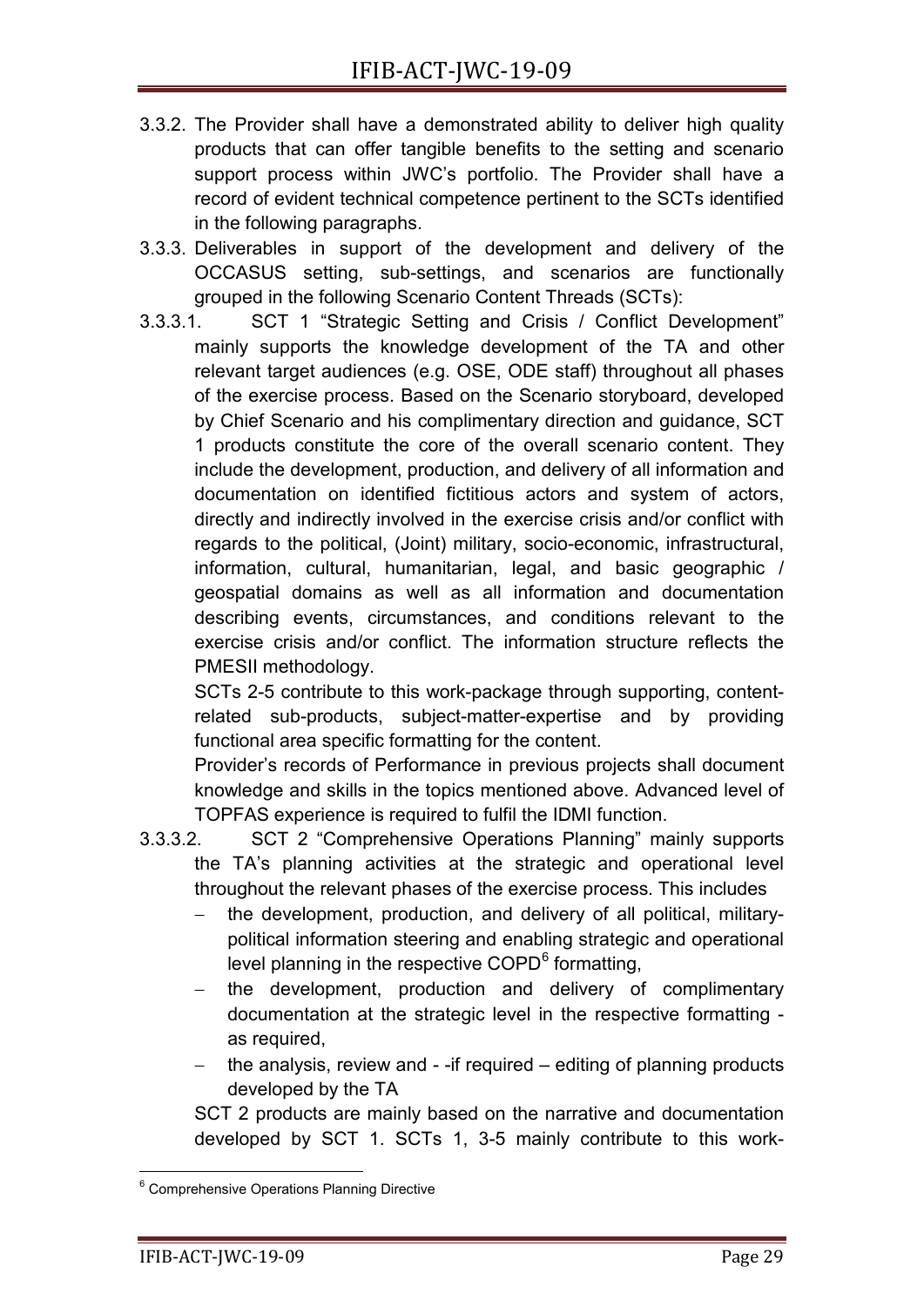3.3.2. The Provider shall have a demonstrated ability to deliver high quality products that can offer tangible benefits to the setting and scenario support process within JWC's portfolio. The Provider shall have a record of evident technical competence pertinent to the SCTs identified in the following paragraphs.

3.3.3. Deliverables in support of the development and delivery of the OCCASUS setting, sub-settings, and scenarios are functionally grouped in the following Scenario Content Threads (SCTs):

3.3.3.1. SCT 1 "Strategic Setting and Crisis / Conflict Development" mainly supports the knowledge development of the TA and other relevant target audiences (e.g. OSE, ODE staff) throughout all phases of the exercise process. Based on the Scenario storyboard, developed by Chief Scenario and his complimentary direction and guidance, SCT 1 products constitute the core of the overall scenario content. They include the development, production, and delivery of all information and documentation on identified fictitious actors and system of actors, directly and indirectly involved in the exercise crisis and/or conflict with regards to the political, (Joint) military, socio-economic, infrastructural, information, cultural, humanitarian, legal, and basic geographic / geospatial domains as well as all information and documentation describing events, circumstances, and conditions relevant to the exercise crisis and/or conflict. The information structure reflects the PMESII methodology.

SCTs 2-5 contribute to this work-package through supporting, content-related sub-products, subject-matter-expertise and by providing functional area specific formatting for the content.

Provider's records of Performance in previous projects shall document knowledge and skills in the topics mentioned above. Advanced level of TOPFAS experience is required to fulfil the IDMI function.

3.3.3.2. SCT 2 "Comprehensive Operations Planning" mainly supports the TA's planning activities at the strategic and operational level throughout the relevant phases of the exercise process. This includes

- the development, production, and delivery of all political, military-political information steering and enabling strategic and operational level planning in the respective COPD[6] formatting,
- the development, production and delivery of complimentary documentation at the strategic level in the respective formatting - as required,
- the analysis, review and - -if required – editing of planning products developed by the TA

SCT 2 products are mainly based on the narrative and documentation developed by SCT 1. SCTs 1, 3-5 mainly contribute to this work-

[6] Comprehensive Operations Planning Directive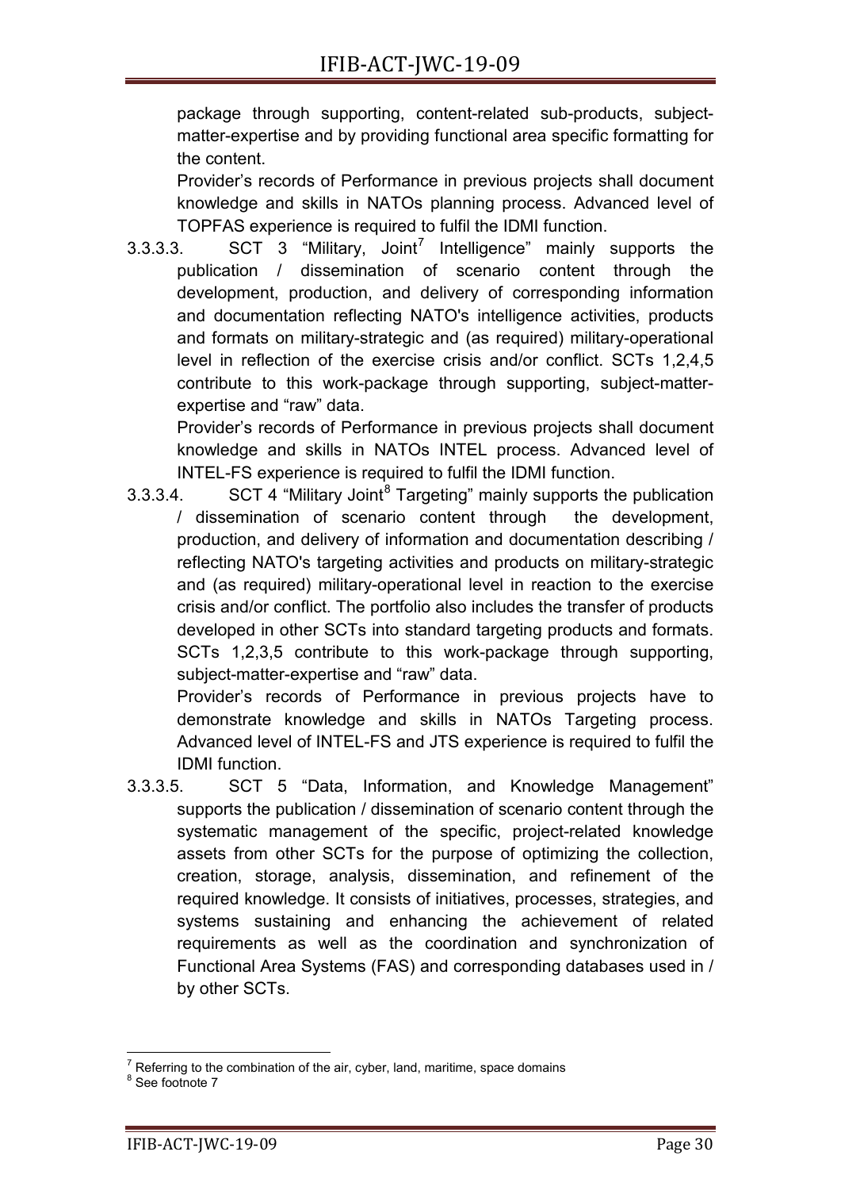package through supporting, content-related sub-products, subject-matter-expertise and by providing functional area specific formatting for the content.

Provider's records of Performance in previous projects shall document knowledge and skills in NATOs planning process. Advanced level of TOPFAS experience is required to fulfil the IDMI function.

3.3.3.3. SCT 3 "Military, Joint[7] Intelligence" mainly supports the publication / dissemination of scenario content through the development, production, and delivery of corresponding information and documentation reflecting NATO's intelligence activities, products and formats on military-strategic and (as required) military-operational level in reflection of the exercise crisis and/or conflict. SCTs 1,2,4,5 contribute to this work-package through supporting, subject-matter-expertise and "raw" data.

Provider's records of Performance in previous projects shall document knowledge and skills in NATOs INTEL process. Advanced level of INTEL-FS experience is required to fulfil the IDMI function.

3.3.3.4. SCT 4 "Military Joint[8] Targeting" mainly supports the publication / dissemination of scenario content through the development, production, and delivery of information and documentation describing / reflecting NATO's targeting activities and products on military-strategic and (as required) military-operational level in reaction to the exercise crisis and/or conflict. The portfolio also includes the transfer of products developed in other SCTs into standard targeting products and formats. SCTs 1,2,3,5 contribute to this work-package through supporting, subject-matter-expertise and "raw" data.

Provider's records of Performance in previous projects have to demonstrate knowledge and skills in NATOs Targeting process. Advanced level of INTEL-FS and JTS experience is required to fulfil the IDMI function.

3.3.3.5. SCT 5 "Data, Information, and Knowledge Management" supports the publication / dissemination of scenario content through the systematic management of the specific, project-related knowledge assets from other SCTs for the purpose of optimizing the collection, creation, storage, analysis, dissemination, and refinement of the required knowledge. It consists of initiatives, processes, strategies, and systems sustaining and enhancing the achievement of related requirements as well as the coordination and synchronization of Functional Area Systems (FAS) and corresponding databases used in / by other SCTs.

---

[7] Referring to the combination of the air, cyber, land, maritime, space domains

[8] See footnote 7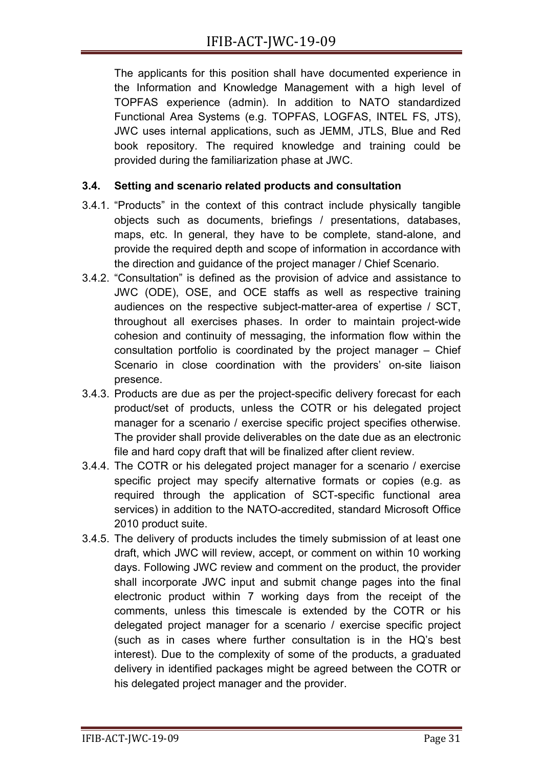The applicants for this position shall have documented experience in the Information and Knowledge Management with a high level of TOPFAS experience (admin). In addition to NATO standardized Functional Area Systems (e.g. TOPFAS, LOGFAS, INTEL FS, JTS), JWC uses internal applications, such as JEMM, JTLS, Blue and Red book repository. The required knowledge and training could be provided during the familiarization phase at JWC.

### 3.4. Setting and scenario related products and consultation

3.4.1. “Products” in the context of this contract include physically tangible objects such as documents, briefings / presentations, databases, maps, etc. In general, they have to be complete, stand-alone, and provide the required depth and scope of information in accordance with the direction and guidance of the project manager / Chief Scenario.

3.4.2. “Consultation” is defined as the provision of advice and assistance to JWC (ODE), OSE, and OCE staffs as well as respective training audiences on the respective subject-matter-area of expertise / SCT, throughout all exercises phases. In order to maintain project-wide cohesion and continuity of messaging, the information flow within the consultation portfolio is coordinated by the project manager – Chief Scenario in close coordination with the providers’ on-site liaison presence.

3.4.3. Products are due as per the project-specific delivery forecast for each product/set of products, unless the COTR or his delegated project manager for a scenario / exercise specific project specifies otherwise. The provider shall provide deliverables on the date due as an electronic file and hard copy draft that will be finalized after client review.

3.4.4. The COTR or his delegated project manager for a scenario / exercise specific project may specify alternative formats or copies (e.g. as required through the application of SCT-specific functional area services) in addition to the NATO-accredited, standard Microsoft Office 2010 product suite.

3.4.5. The delivery of products includes the timely submission of at least one draft, which JWC will review, accept, or comment on within 10 working days. Following JWC review and comment on the product, the provider shall incorporate JWC input and submit change pages into the final electronic product within 7 working days from the receipt of the comments, unless this timescale is extended by the COTR or his delegated project manager for a scenario / exercise specific project (such as in cases where further consultation is in the HQ’s best interest). Due to the complexity of some of the products, a graduated delivery in identified packages might be agreed between the COTR or his delegated project manager and the provider.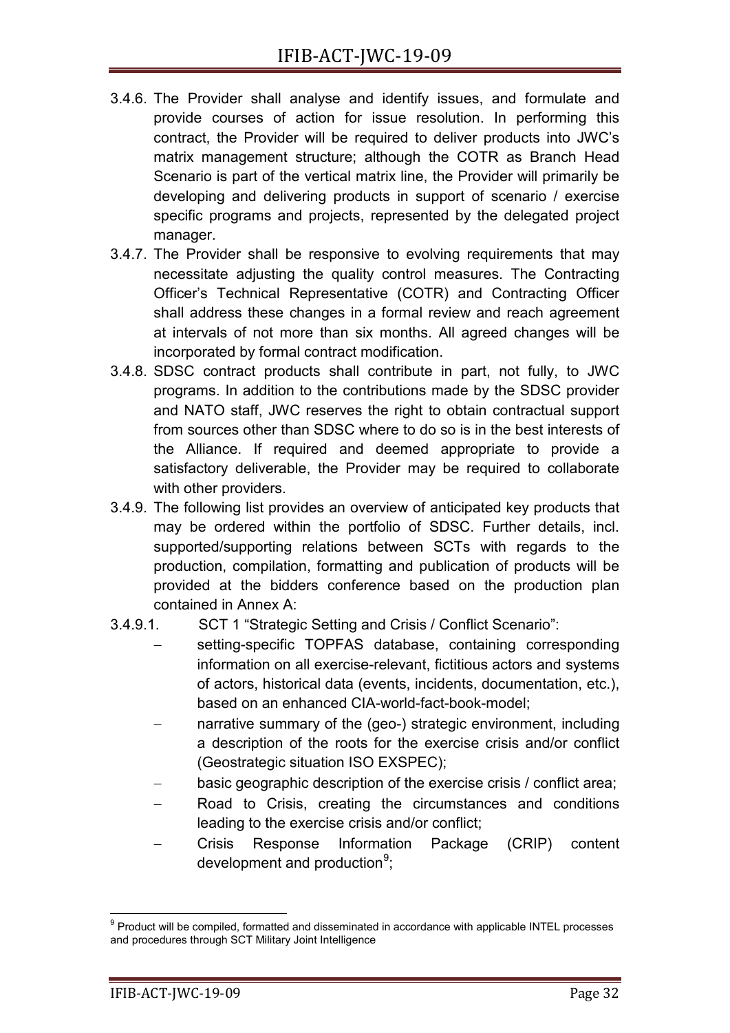3.4.6. The Provider shall analyse and identify issues, and formulate and provide courses of action for issue resolution. In performing this contract, the Provider will be required to deliver products into JWC's matrix management structure; although the COTR as Branch Head Scenario is part of the vertical matrix line, the Provider will primarily be developing and delivering products in support of scenario / exercise specific programs and projects, represented by the delegated project manager.

3.4.7. The Provider shall be responsive to evolving requirements that may necessitate adjusting the quality control measures. The Contracting Officer's Technical Representative (COTR) and Contracting Officer shall address these changes in a formal review and reach agreement at intervals of not more than six months. All agreed changes will be incorporated by formal contract modification.

3.4.8. SDSC contract products shall contribute in part, not fully, to JWC programs. In addition to the contributions made by the SDSC provider and NATO staff, JWC reserves the right to obtain contractual support from sources other than SDSC where to do so is in the best interests of the Alliance. If required and deemed appropriate to provide a satisfactory deliverable, the Provider may be required to collaborate with other providers.

3.4.9. The following list provides an overview of anticipated key products that may be ordered within the portfolio of SDSC. Further details, incl. supported/supporting relations between SCTs with regards to the production, compilation, formatting and publication of products will be provided at the bidders conference based on the production plan contained in Annex A:

3.4.9.1. SCT 1 "Strategic Setting and Crisis / Conflict Scenario":

- setting-specific TOPFAS database, containing corresponding information on all exercise-relevant, fictitious actors and systems of actors, historical data (events, incidents, documentation, etc.), based on an enhanced CIA-world-fact-book-model;
- narrative summary of the (geo-) strategic environment, including a description of the roots for the exercise crisis and/or conflict (Geostrategic situation ISO EXSPEC);
- basic geographic description of the exercise crisis / conflict area;
- Road to Crisis, creating the circumstances and conditions leading to the exercise crisis and/or conflict;
- Crisis Response Information Package (CRIP) content development and production[9];

[9] Product will be compiled, formatted and disseminated in accordance with applicable INTEL processes and procedures through SCT Military Joint Intelligence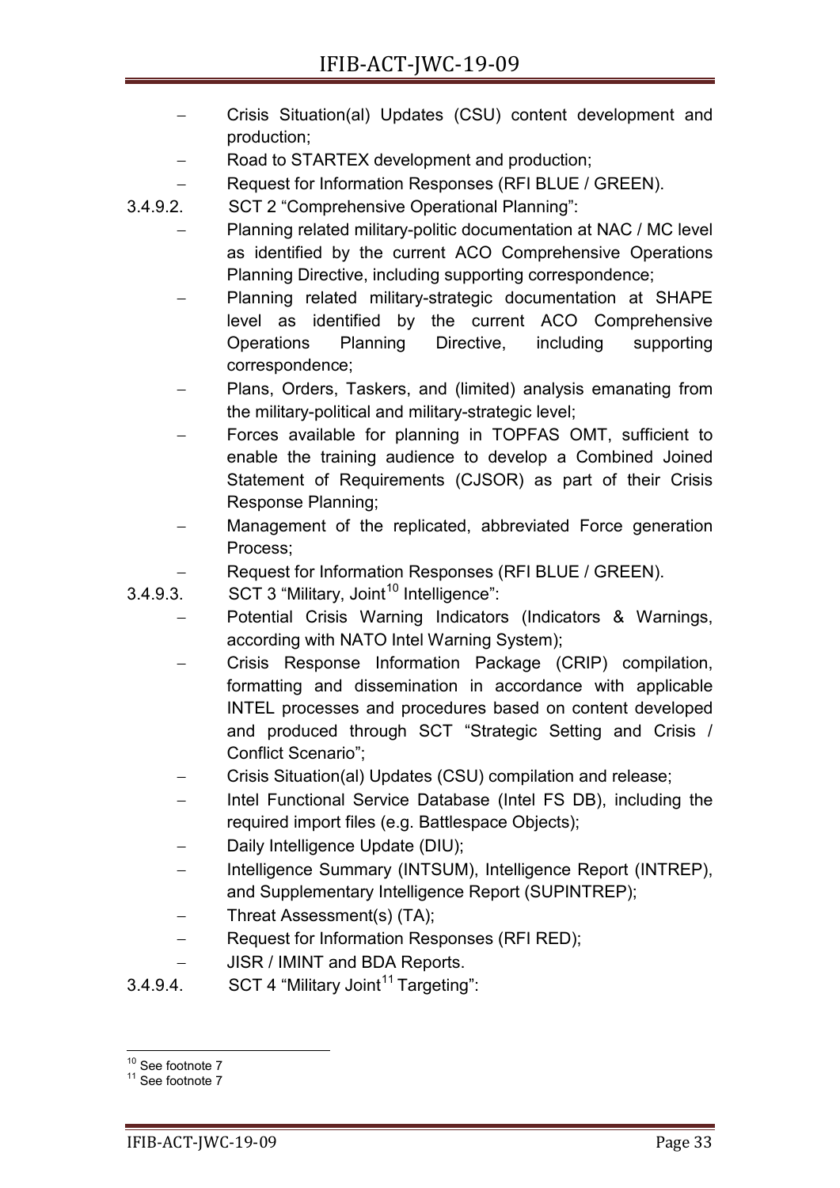- Crisis Situation(al) Updates (CSU) content development and production;
- Road to STARTEX development and production;
- Request for Information Responses (RFI BLUE / GREEN).

3.4.9.2. SCT 2 "Comprehensive Operational Planning":

- Planning related military-politic documentation at NAC / MC level as identified by the current ACO Comprehensive Operations Planning Directive, including supporting correspondence;
- Planning related military-strategic documentation at SHAPE level as identified by the current ACO Comprehensive Operations Planning Directive, including supporting correspondence;
- Plans, Orders, Taskers, and (limited) analysis emanating from the military-political and military-strategic level;
- Forces available for planning in TOPFAS OMT, sufficient to enable the training audience to develop a Combined Joined Statement of Requirements (CJSOR) as part of their Crisis Response Planning;
- Management of the replicated, abbreviated Force generation Process;
- Request for Information Responses (RFI BLUE / GREEN).

3.4.9.3. SCT 3 "Military, Joint[10] Intelligence":

- Potential Crisis Warning Indicators (Indicators & Warnings, according with NATO Intel Warning System);
- Crisis Response Information Package (CRIP) compilation, formatting and dissemination in accordance with applicable INTEL processes and procedures based on content developed and produced through SCT "Strategic Setting and Crisis / Conflict Scenario";
- Crisis Situation(al) Updates (CSU) compilation and release;
- Intel Functional Service Database (Intel FS DB), including the required import files (e.g. Battlespace Objects);
- Daily Intelligence Update (DIU);
- Intelligence Summary (INTSUM), Intelligence Report (INTREP), and Supplementary Intelligence Report (SUPINTREP);
- Threat Assessment(s) (TA);
- Request for Information Responses (RFI RED);
- JISR / IMINT and BDA Reports.

3.4.9.4. SCT 4 "Military Joint[11] Targeting":

---

[10] See footnote 7

[11] See footnote 7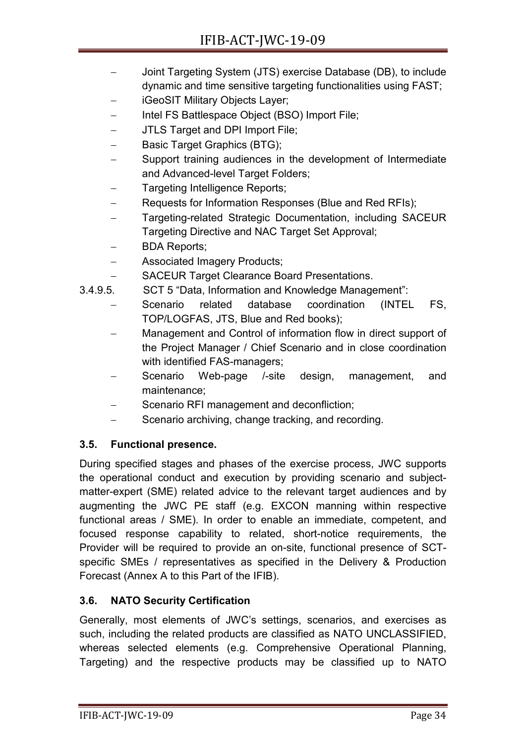- Joint Targeting System (JTS) exercise Database (DB), to include dynamic and time sensitive targeting functionalities using FAST;
- iGeoSIT Military Objects Layer;
- Intel FS Battlespace Object (BSO) Import File;
- JTLS Target and DPI Import File;
- Basic Target Graphics (BTG);
- Support training audiences in the development of Intermediate and Advanced-level Target Folders;
- Targeting Intelligence Reports;
- Requests for Information Responses (Blue and Red RFIs);
- Targeting-related Strategic Documentation, including SACEUR Targeting Directive and NAC Target Set Approval;
- BDA Reports;
- Associated Imagery Products;
- SACEUR Target Clearance Board Presentations.

3.4.9.5. SCT 5 "Data, Information and Knowledge Management":

- Scenario related database coordination (INTEL FS, TOP/LOGFAS, JTS, Blue and Red books);
- Management and Control of information flow in direct support of the Project Manager / Chief Scenario and in close coordination with identified FAS-managers;
- Scenario Web-page /-site design, management, and maintenance;
- Scenario RFI management and deconfliction;
- Scenario archiving, change tracking, and recording.

### 3.5. Functional presence.

During specified stages and phases of the exercise process, JWC supports the operational conduct and execution by providing scenario and subject-matter-expert (SME) related advice to the relevant target audiences and by augmenting the JWC PE staff (e.g. EXCON manning within respective functional areas / SME). In order to enable an immediate, competent, and focused response capability to related, short-notice requirements, the Provider will be required to provide an on-site, functional presence of SCT-specific SMEs / representatives as specified in the Delivery & Production Forecast (Annex A to this Part of the IFIB).

### 3.6. NATO Security Certification

Generally, most elements of JWC's settings, scenarios, and exercises as such, including the related products are classified as NATO UNCLASSIFIED, whereas selected elements (e.g. Comprehensive Operational Planning, Targeting) and the respective products may be classified up to NATO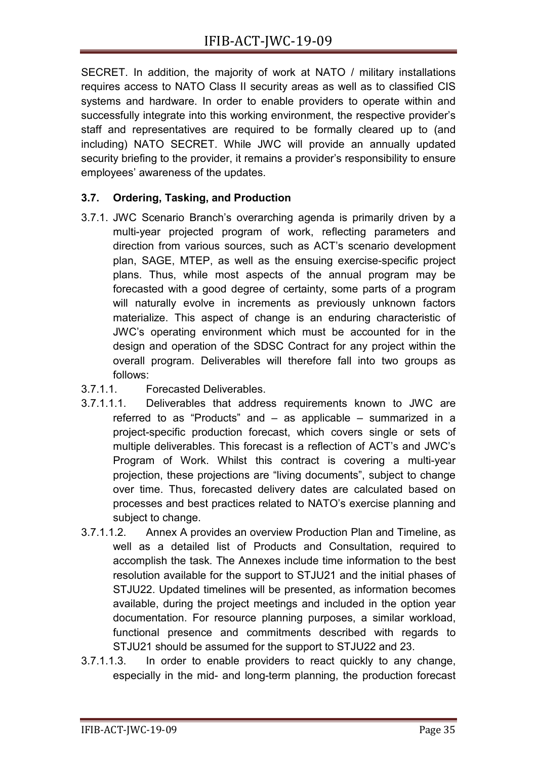SECRET. In addition, the majority of work at NATO / military installations requires access to NATO Class II security areas as well as to classified CIS systems and hardware. In order to enable providers to operate within and successfully integrate into this working environment, the respective provider's staff and representatives are required to be formally cleared up to (and including) NATO SECRET. While JWC will provide an annually updated security briefing to the provider, it remains a provider's responsibility to ensure employees' awareness of the updates.

### 3.7. Ordering, Tasking, and Production

3.7.1. JWC Scenario Branch's overarching agenda is primarily driven by a multi-year projected program of work, reflecting parameters and direction from various sources, such as ACT's scenario development plan, SAGE, MTEP, as well as the ensuing exercise-specific project plans. Thus, while most aspects of the annual program may be forecasted with a good degree of certainty, some parts of a program will naturally evolve in increments as previously unknown factors materialize. This aspect of change is an enduring characteristic of JWC's operating environment which must be accounted for in the design and operation of the SDSC Contract for any project within the overall program. Deliverables will therefore fall into two groups as follows:

3.7.1.1. Forecasted Deliverables.

3.7.1.1.1. Deliverables that address requirements known to JWC are referred to as "Products" and – as applicable – summarized in a project-specific production forecast, which covers single or sets of multiple deliverables. This forecast is a reflection of ACT's and JWC's Program of Work. Whilst this contract is covering a multi-year projection, these projections are "living documents", subject to change over time. Thus, forecasted delivery dates are calculated based on processes and best practices related to NATO's exercise planning and subject to change.

3.7.1.1.2. Annex A provides an overview Production Plan and Timeline, as well as a detailed list of Products and Consultation, required to accomplish the task. The Annexes include time information to the best resolution available for the support to STJU21 and the initial phases of STJU22. Updated timelines will be presented, as information becomes available, during the project meetings and included in the option year documentation. For resource planning purposes, a similar workload, functional presence and commitments described with regards to STJU21 should be assumed for the support to STJU22 and 23.

3.7.1.1.3. In order to enable providers to react quickly to any change, especially in the mid- and long-term planning, the production forecast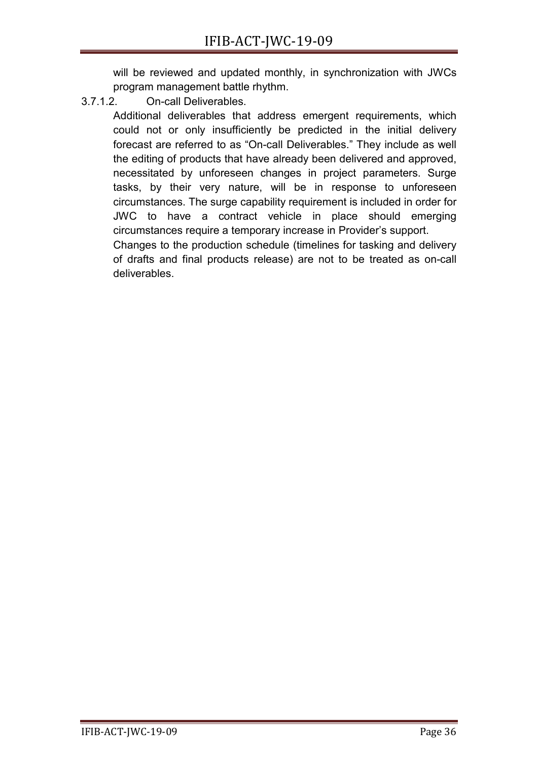will be reviewed and updated monthly, in synchronization with JWCs program management battle rhythm.

3.7.1.2. On-call Deliverables.

Additional deliverables that address emergent requirements, which could not or only insufficiently be predicted in the initial delivery forecast are referred to as “On-call Deliverables.” They include as well the editing of products that have already been delivered and approved, necessitated by unforeseen changes in project parameters. Surge tasks, by their very nature, will be in response to unforeseen circumstances. The surge capability requirement is included in order for JWC to have a contract vehicle in place should emerging circumstances require a temporary increase in Provider’s support.

Changes to the production schedule (timelines for tasking and delivery of drafts and final products release) are not to be treated as on-call deliverables.